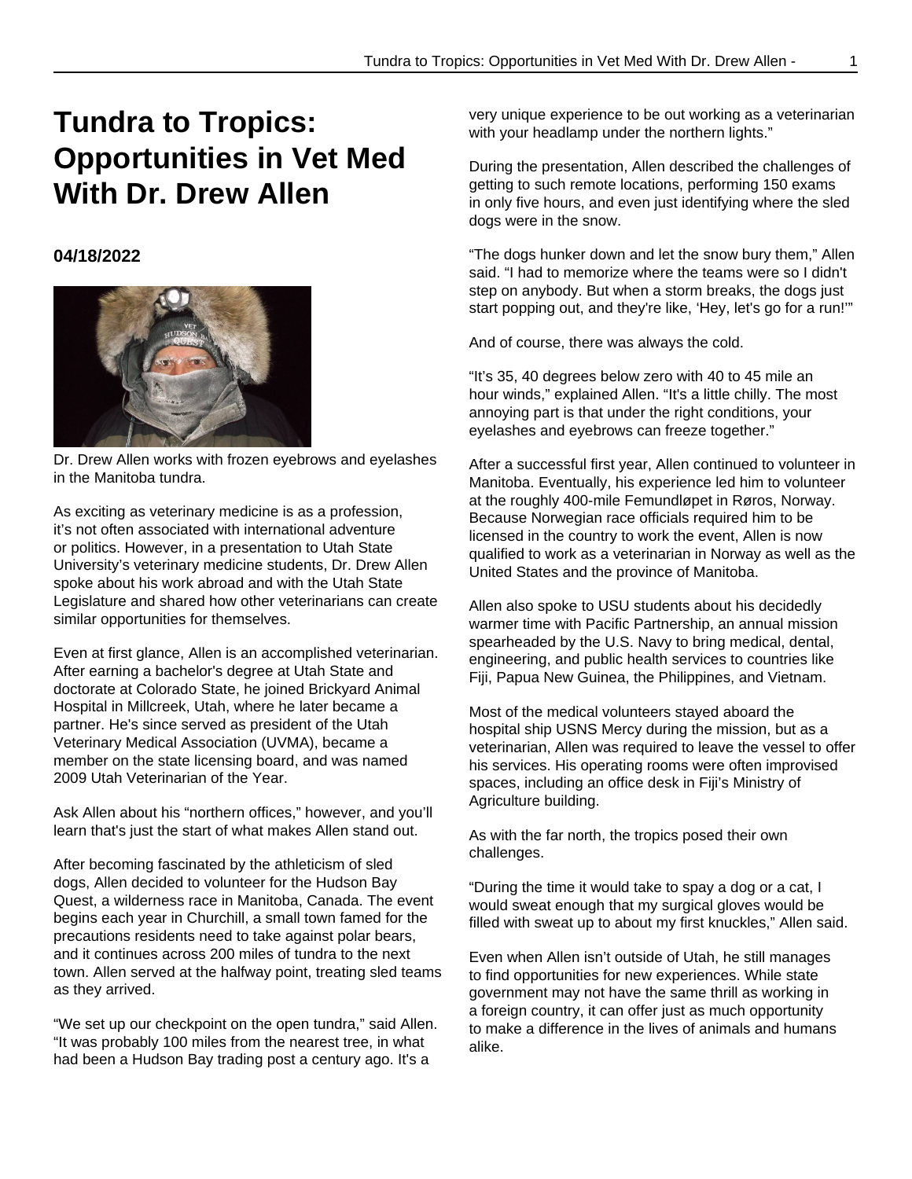# Tundra to Tropics: Opportunities in Vet Med With Dr. Drew Allen

**04/18/2022**

Dr. Drew Allen works with frozen eyebrows and eyelashes in the Manitoba tundra.

As exciting as veterinary medicine is as a profession, it's not often associated with international adventure or politics. However, in a presentation to Utah State University's veterinary medicine students, Dr. Drew Allen spoke about his work abroad and with the Utah State Legislature and shared how other veterinarians can create similar opportunities for themselves.

Even at first glance, Allen is an accomplished veterinarian. After earning a bachelor's degree at Utah State and doctorate at Colorado State, he joined Brickyard Animal Hospital in Millcreek, Utah, where he later became a partner. He's since served as president of the Utah Veterinary Medical Association (UVMA), became a member on the state licensing board, and was named 2009 Utah Veterinarian of the Year.

Ask Allen about his "northern offices," however, and you'll learn that's just the start of what makes Allen stand out.

After becoming fascinated by the athleticism of sled dogs, Allen decided to volunteer for the Hudson Bay Quest, a wilderness race in Manitoba, Canada. The event begins each year in Churchill, a small town famed for the precautions residents need to take against polar bears, and it continues across 200 miles of tundra to the next town. Allen served at the halfway point, treating sled teams as they arrived.

"We set up our checkpoint on the open tundra," said Allen. "It was probably 100 miles from the nearest tree, in what had been a Hudson Bay trading post a century ago. It's a very unique experience to be out working as a veterinarian with your headlamp under the northern lights."

During the presentation, Allen described the challenges of getting to such remote locations, performing 150 exams in only five hours, and even just identifying where the sled dogs were in the snow.

"The dogs hunker down and let the snow bury them," Allen said. "I had to memorize where the teams were so I didn't step on anybody. But when a storm breaks, the dogs just start popping out, and they're like, 'Hey, let's go for a run!'"

And of course, there was always the cold.

"It's 35, 40 degrees below zero with 40 to 45 mile an hour winds," explained Allen. "It's a little chilly. The most annoying part is that under the right conditions, your eyelashes and eyebrows can freeze together."

After a successful first year, Allen continued to volunteer in Manitoba. Eventually, his experience led him to volunteer at the roughly 400-mile Femundløpet in Røros, Norway. Because Norwegian race officials required him to be licensed in the country to work the event, Allen is now qualified to work as a veterinarian in Norway as well as the United States and the province of Manitoba.

Allen also spoke to USU students about his decidedly warmer time with Pacific Partnership, an annual mission spearheaded by the U.S. Navy to bring medical, dental, engineering, and public health services to countries like Fiji, Papua New Guinea, the Philippines, and Vietnam.

Most of the medical volunteers stayed aboard the hospital ship USNS Mercy during the mission, but as a veterinarian, Allen was required to leave the vessel to offer his services. His operating rooms were often improvised spaces, including an office desk in Fiji's Ministry of Agriculture building.

As with the far north, the tropics posed their own challenges.

"During the time it would take to spay a dog or a cat, I would sweat enough that my surgical gloves would be filled with sweat up to about my first knuckles," Allen said.

Even when Allen isn't outside of Utah, he still manages to find opportunities for new experiences. While state government may not have the same thrill as working in a foreign country, it can offer just as much opportunity to make a difference in the lives of animals and humans alike.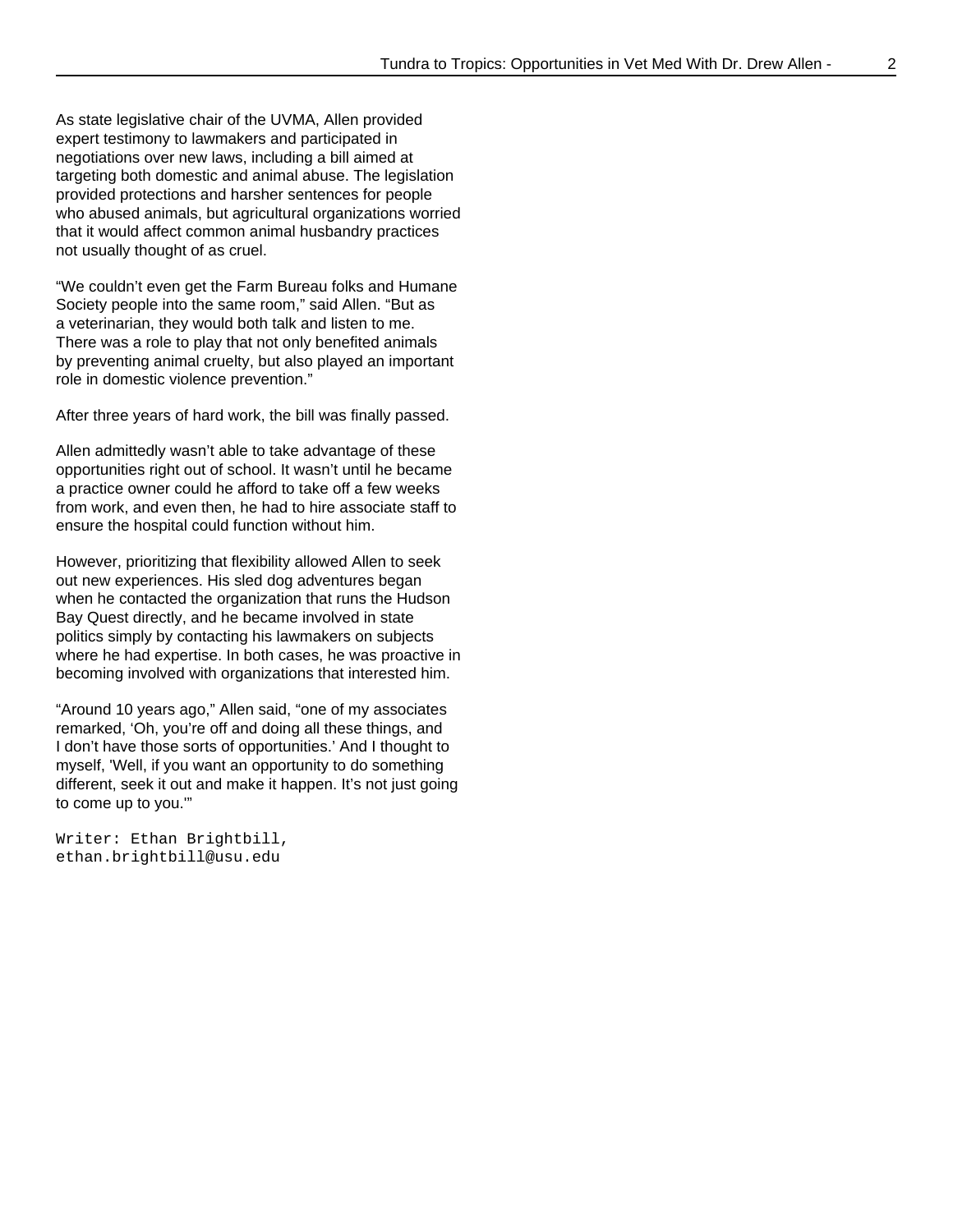As state legislative chair of the UVMA, Allen provided expert testimony to lawmakers and participated in negotiations over new laws, including a bill aimed at targeting both domestic and animal abuse. The legislation provided protections and harsher sentences for people who abused animals, but agricultural organizations worried that it would affect common animal husbandry practices not usually thought of as cruel.

“We couldn’t even get the Farm Bureau folks and Humane Society people into the same room,” said Allen. “But as a veterinarian, they would both talk and listen to me. There was a role to play that not only benefited animals by preventing animal cruelty, but also played an important role in domestic violence prevention.”

After three years of hard work, the bill was finally passed.

Allen admittedly wasn’t able to take advantage of these opportunities right out of school. It wasn’t until he became a practice owner could he afford to take off a few weeks from work, and even then, he had to hire associate staff to ensure the hospital could function without him.

However, prioritizing that flexibility allowed Allen to seek out new experiences. His sled dog adventures began when he contacted the organization that runs the Hudson Bay Quest directly, and he became involved in state politics simply by contacting his lawmakers on subjects where he had expertise. In both cases, he was proactive in becoming involved with organizations that interested him.

“Around 10 years ago,” Allen said, “one of my associates remarked, ‘Oh, you’re off and doing all these things, and I don’t have those sorts of opportunities.’ And I thought to myself, 'Well, if you want an opportunity to do something different, seek it out and make it happen. It’s not just going to come up to you.'”

Writer: Ethan Brightbill, ethan.brightbill@usu.edu